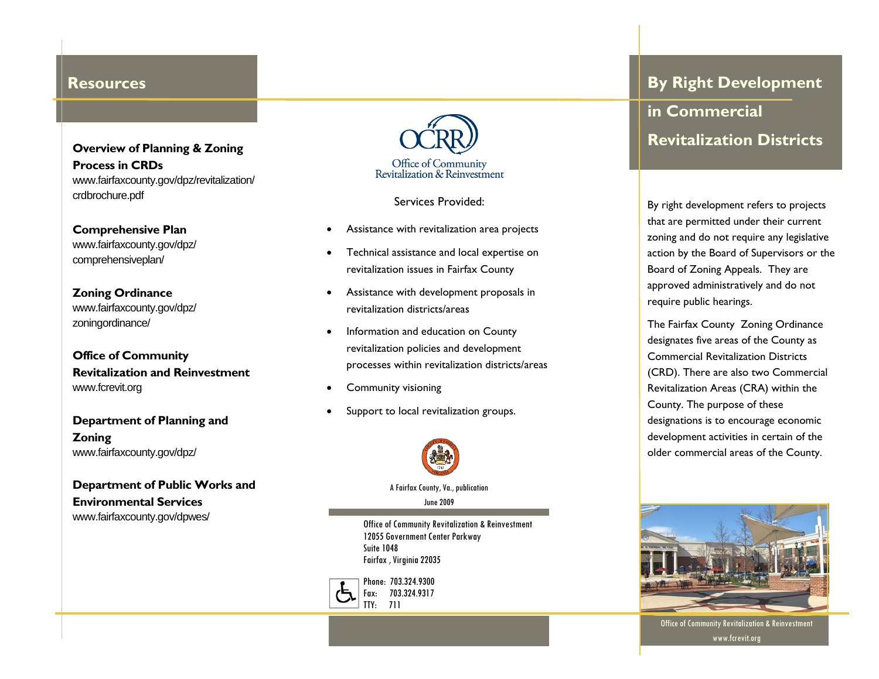## Resources

**Overview of Planning & Zoning Process in CRDs**
www.fairfaxcounty.gov/dpz/revitalization/crdbrochure.pdf

**Comprehensive Plan**
www.fairfaxcounty.gov/dpz/comprehensiveplan/

**Zoning Ordinance**
www.fairfaxcounty.gov/dpz/zoningordinance/

**Office of Community Revitalization and Reinvestment**
www.fcrevit.org

**Department of Planning and Zoning**
www.fairfaxcounty.gov/dpz/

**Department of Public Works and Environmental Services**
www.fairfaxcounty.gov/dpwes/

OCRR
Office of Community Revitalization & Reinvestment

Services Provided:

- Assistance with revitalization area projects
- Technical assistance and local expertise on revitalization issues in Fairfax County
- Assistance with development proposals in revitalization districts/areas
- Information and education on County revitalization policies and development processes within revitalization districts/areas
- Community visioning
- Support to local revitalization groups.

A Fairfax County, Va., publication

June 2009

Office of Community Revitalization & Reinvestment
12055 Government Center Parkway
Suite 1048
Fairfax , Virginia 22035

Phone: 703.324.9300
Fax: 703.324.9317
TTY: 711

# By Right Development in Commercial Revitalization Districts

By right development refers to projects that are permitted under their current zoning and do not require any legislative action by the Board of Supervisors or the Board of Zoning Appeals. They are approved administratively and do not require public hearings.

The Fairfax County Zoning Ordinance designates five areas of the County as Commercial Revitalization Districts (CRD). There are also two Commercial Revitalization Areas (CRA) within the County. The purpose of these designations is to encourage economic development activities in certain of the older commercial areas of the County.

Office of Community Revitalization & Reinvestment
www.fcrevit.org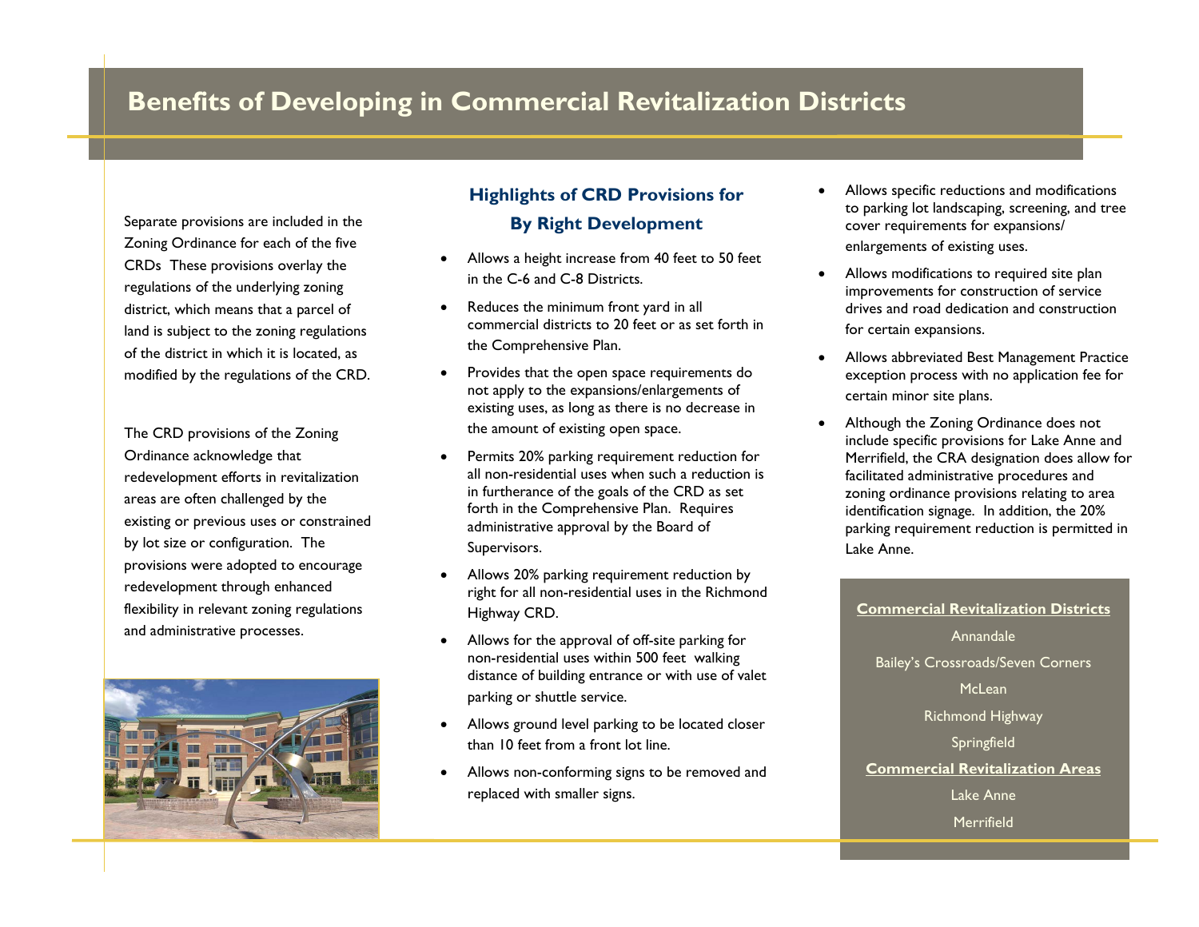# Benefits of Developing in Commercial Revitalization Districts

Separate provisions are included in the Zoning Ordinance for each of the five CRDs These provisions overlay the regulations of the underlying zoning district, which means that a parcel of land is subject to the zoning regulations of the district in which it is located, as modified by the regulations of the CRD.

The CRD provisions of the Zoning Ordinance acknowledge that redevelopment efforts in revitalization areas are often challenged by the existing or previous uses or constrained by lot size or configuration. The provisions were adopted to encourage redevelopment through enhanced flexibility in relevant zoning regulations and administrative processes.

## Highlights of CRD Provisions for By Right Development

- Allows a height increase from 40 feet to 50 feet in the C-6 and C-8 Districts.
- Reduces the minimum front yard in all commercial districts to 20 feet or as set forth in the Comprehensive Plan.
- Provides that the open space requirements do not apply to the expansions/enlargements of existing uses, as long as there is no decrease in the amount of existing open space.
- Permits 20% parking requirement reduction for all non-residential uses when such a reduction is in furtherance of the goals of the CRD as set forth in the Comprehensive Plan. Requires administrative approval by the Board of Supervisors.
- Allows 20% parking requirement reduction by right for all non-residential uses in the Richmond Highway CRD.
- Allows for the approval of off-site parking for non-residential uses within 500 feet walking distance of building entrance or with use of valet parking or shuttle service.
- Allows ground level parking to be located closer than 10 feet from a front lot line.
- Allows non-conforming signs to be removed and replaced with smaller signs.
- Allows specific reductions and modifications to parking lot landscaping, screening, and tree cover requirements for expansions/ enlargements of existing uses.
- Allows modifications to required site plan improvements for construction of service drives and road dedication and construction for certain expansions.
- Allows abbreviated Best Management Practice exception process with no application fee for certain minor site plans.
- Although the Zoning Ordinance does not include specific provisions for Lake Anne and Merrifield, the CRA designation does allow for facilitated administrative procedures and zoning ordinance provisions relating to area identification signage. In addition, the 20% parking requirement reduction is permitted in Lake Anne.

**Commercial Revitalization Districts**

Annandale

Bailey's Crossroads/Seven Corners

McLean

Richmond Highway

Springfield

**Commercial Revitalization Areas**

Lake Anne

Merrifield